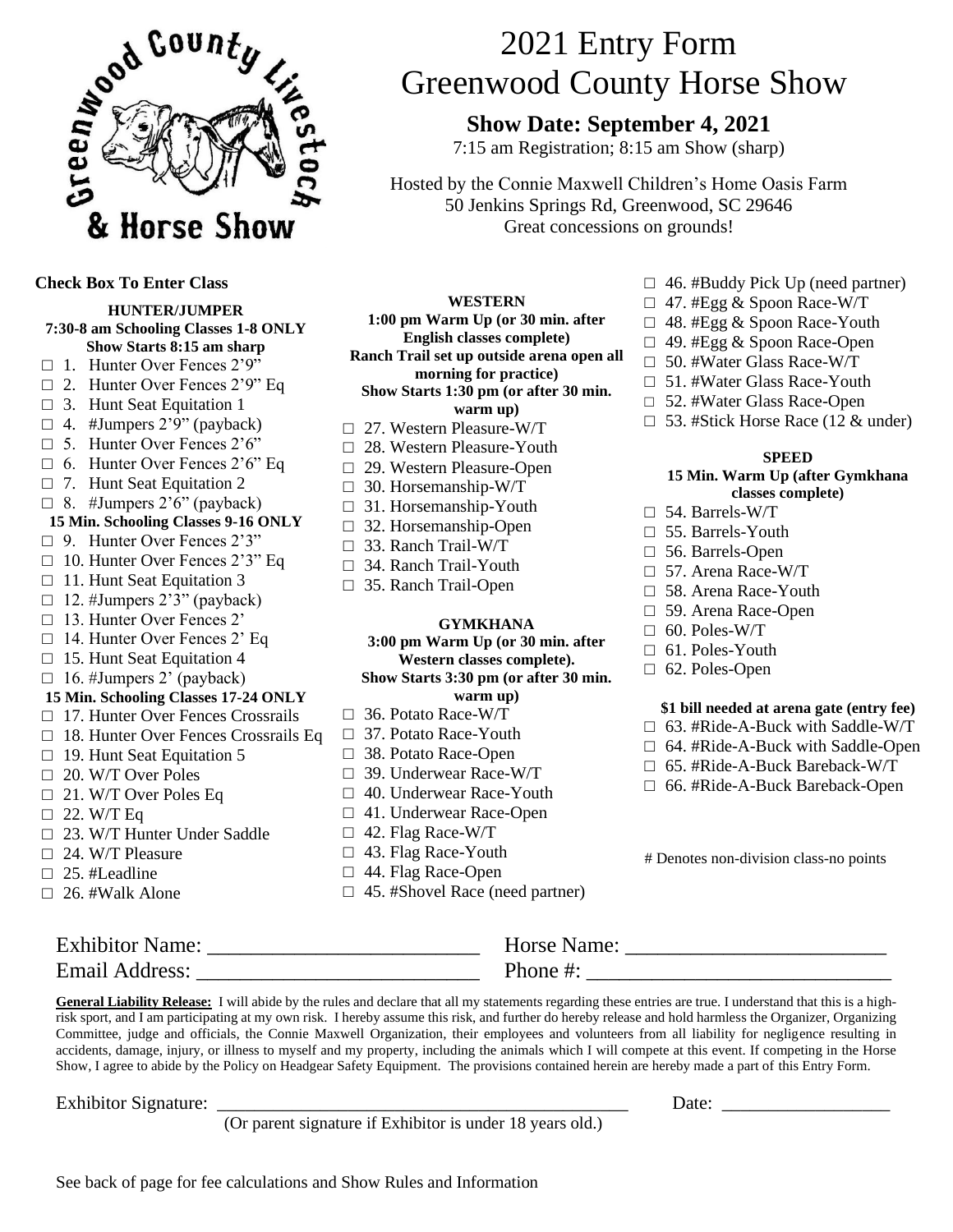# 2021 Entry Form
# Greenwood County Horse Show

**Show Date: September 4, 2021**

7:15 am Registration; 8:15 am Show (sharp)

Hosted by the Connie Maxwell Children's Home Oasis Farm
50 Jenkins Springs Rd, Greenwood, SC 29646
Great concessions on grounds!

**Check Box To Enter Class**

**HUNTER/JUMPER**
**7:30-8 am Schooling Classes 1-8 ONLY**
**Show Starts 8:15 am sharp**

- □ 1. Hunter Over Fences 2'9"
- □ 2. Hunter Over Fences 2'9" Eq
- □ 3. Hunt Seat Equitation 1
- □ 4. #Jumpers 2'9" (payback)
- □ 5. Hunter Over Fences 2'6"
- □ 6. Hunter Over Fences 2'6" Eq
- □ 7. Hunt Seat Equitation 2
- □ 8. #Jumpers 2'6" (payback)

**15 Min. Schooling Classes 9-16 ONLY**

- □ 9. Hunter Over Fences 2'3"
- □ 10. Hunter Over Fences 2'3" Eq
- □ 11. Hunt Seat Equitation 3
- □ 12. #Jumpers 2'3" (payback)
- □ 13. Hunter Over Fences 2'
- □ 14. Hunter Over Fences 2' Eq
- □ 15. Hunt Seat Equitation 4
- □ 16. #Jumpers 2' (payback)

**15 Min. Schooling Classes 17-24 ONLY**

- □ 17. Hunter Over Fences Crossrails
- □ 18. Hunter Over Fences Crossrails Eq
- □ 19. Hunt Seat Equitation 5
- □ 20. W/T Over Poles
- □ 21. W/T Over Poles Eq
- □ 22. W/T Eq
- □ 23. W/T Hunter Under Saddle
- □ 24. W/T Pleasure
- □ 25. #Leadline
- □ 26. #Walk Alone

**WESTERN**
**1:00 pm Warm Up (or 30 min. after English classes complete)**
**Ranch Trail set up outside arena open all morning for practice)**
**Show Starts 1:30 pm (or after 30 min. warm up)**

- □ 27. Western Pleasure-W/T
- □ 28. Western Pleasure-Youth
- □ 29. Western Pleasure-Open
- □ 30. Horsemanship-W/T
- □ 31. Horsemanship-Youth
- □ 32. Horsemanship-Open
- □ 33. Ranch Trail-W/T
- □ 34. Ranch Trail-Youth
- □ 35. Ranch Trail-Open

**GYMKHANA**
**3:00 pm Warm Up (or 30 min. after Western classes complete).**
**Show Starts 3:30 pm (or after 30 min. warm up)**

- □ 36. Potato Race-W/T
- □ 37. Potato Race-Youth
- □ 38. Potato Race-Open
- □ 39. Underwear Race-W/T
- □ 40. Underwear Race-Youth
- □ 41. Underwear Race-Open
- □ 42. Flag Race-W/T
- □ 43. Flag Race-Youth
- □ 44. Flag Race-Open
- □ 45. #Shovel Race (need partner)
- □ 46. #Buddy Pick Up (need partner)
- □ 47. #Egg & Spoon Race-W/T
- □ 48. #Egg & Spoon Race-Youth
- □ 49. #Egg & Spoon Race-Open
- □ 50. #Water Glass Race-W/T
- □ 51. #Water Glass Race-Youth
- □ 52. #Water Glass Race-Open
- □ 53. #Stick Horse Race (12 & under)

**SPEED**
**15 Min. Warm Up (after Gymkhana classes complete)**

- □ 54. Barrels-W/T
- □ 55. Barrels-Youth
- □ 56. Barrels-Open
- □ 57. Arena Race-W/T
- □ 58. Arena Race-Youth
- □ 59. Arena Race-Open
- □ 60. Poles-W/T
- □ 61. Poles-Youth
- □ 62. Poles-Open

**$1 bill needed at arena gate (entry fee)**

- □ 63. #Ride-A-Buck with Saddle-W/T
- □ 64. #Ride-A-Buck with Saddle-Open
- □ 65. #Ride-A-Buck Bareback-W/T
- □ 66. #Ride-A-Buck Bareback-Open

# Denotes non-division class-no points

Exhibitor Name: ________________________ Horse Name: ________________________

Email Address: ________________________ Phone #: ____________________________

**General Liability Release:** I will abide by the rules and declare that all my statements regarding these entries are true. I understand that this is a high-risk sport, and I am participating at my own risk. I hereby assume this risk, and further do hereby release and hold harmless the Organizer, Organizing Committee, judge and officials, the Connie Maxwell Organization, their employees and volunteers from all liability for negligence resulting in accidents, damage, injury, or illness to myself and my property, including the animals which I will compete at this event. If competing in the Horse Show, I agree to abide by the Policy on Headgear Safety Equipment. The provisions contained herein are hereby made a part of this Entry Form.

Exhibitor Signature: ____________________________________________ Date: _________________

(Or parent signature if Exhibitor is under 18 years old.)

See back of page for fee calculations and Show Rules and Information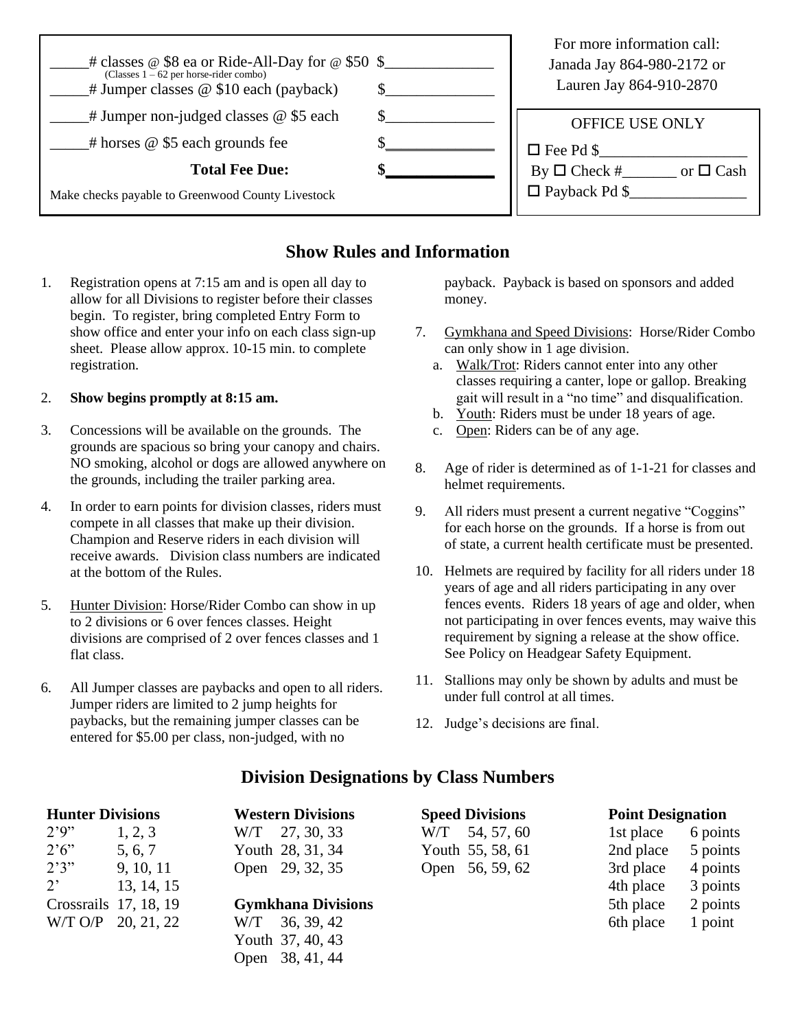| | |
|---|---|
| _____# classes @ $8 ea or Ride-All-Day for @ $50 (Classes 1 – 62 per horse-rider combo) | $______________ |
| _____# Jumper classes @ $10 each (payback) | $______________ |
| _____# Jumper non-judged classes @ $5 each | $______________ |
| _____# horses @ $5 each grounds fee | $______________ |
| **Total Fee Due:** | **$______________** |

Make checks payable to Greenwood County Livestock

For more information call:
Janada Jay 864-980-2172 or
Lauren Jay 864-910-2870

OFFICE USE ONLY

☐ Fee Pd $___________________

By ☐ Check #_______ or ☐ Cash

☐ Payback Pd $_______________

## Show Rules and Information

1. Registration opens at 7:15 am and is open all day to allow for all Divisions to register before their classes begin. To register, bring completed Entry Form to show office and enter your info on each class sign-up sheet. Please allow approx. 10-15 min. to complete registration.

2. **Show begins promptly at 8:15 am.**

3. Concessions will be available on the grounds. The grounds are spacious so bring your canopy and chairs. NO smoking, alcohol or dogs are allowed anywhere on the grounds, including the trailer parking area.

4. In order to earn points for division classes, riders must compete in all classes that make up their division. Champion and Reserve riders in each division will receive awards. Division class numbers are indicated at the bottom of the Rules.

5. Hunter Division: Horse/Rider Combo can show in up to 2 divisions or 6 over fences classes. Height divisions are comprised of 2 over fences classes and 1 flat class.

6. All Jumper classes are paybacks and open to all riders. Jumper riders are limited to 2 jump heights for paybacks, but the remaining jumper classes can be entered for $5.00 per class, non-judged, with no payback. Payback is based on sponsors and added money.

7. Gymkhana and Speed Divisions: Horse/Rider Combo can only show in 1 age division.
   a. Walk/Trot: Riders cannot enter into any other classes requiring a canter, lope or gallop. Breaking gait will result in a "no time" and disqualification.
   b. Youth: Riders must be under 18 years of age.
   c. Open: Riders can be of any age.

8. Age of rider is determined as of 1-1-21 for classes and helmet requirements.

9. All riders must present a current negative "Coggins" for each horse on the grounds. If a horse is from out of state, a current health certificate must be presented.

10. Helmets are required by facility for all riders under 18 years of age and all riders participating in any over fences events. Riders 18 years of age and older, when not participating in over fences events, may waive this requirement by signing a release at the show office. See Policy on Headgear Safety Equipment.

11. Stallions may only be shown by adults and must be under full control at all times.

12. Judge's decisions are final.

## Division Designations by Class Numbers

**Hunter Divisions**

| | |
|---|---|
| 2'9" | 1, 2, 3 |
| 2'6" | 5, 6, 7 |
| 2'3" | 9, 10, 11 |
| 2' | 13, 14, 15 |
| Crossrails | 17, 18, 19 |
| W/T O/P | 20, 21, 22 |

**Western Divisions**

| | |
|---|---|
| W/T | 27, 30, 33 |
| Youth | 28, 31, 34 |
| Open | 29, 32, 35 |

**Gymkhana Divisions**

| | |
|---|---|
| W/T | 36, 39, 42 |
| Youth | 37, 40, 43 |
| Open | 38, 41, 44 |

**Speed Divisions**

| | |
|---|---|
| W/T | 54, 57, 60 |
| Youth | 55, 58, 61 |
| Open | 56, 59, 62 |

**Point Designation**

| | |
|---|---|
| 1st place | 6 points |
| 2nd place | 5 points |
| 3rd place | 4 points |
| 4th place | 3 points |
| 5th place | 2 points |
| 6th place | 1 point |